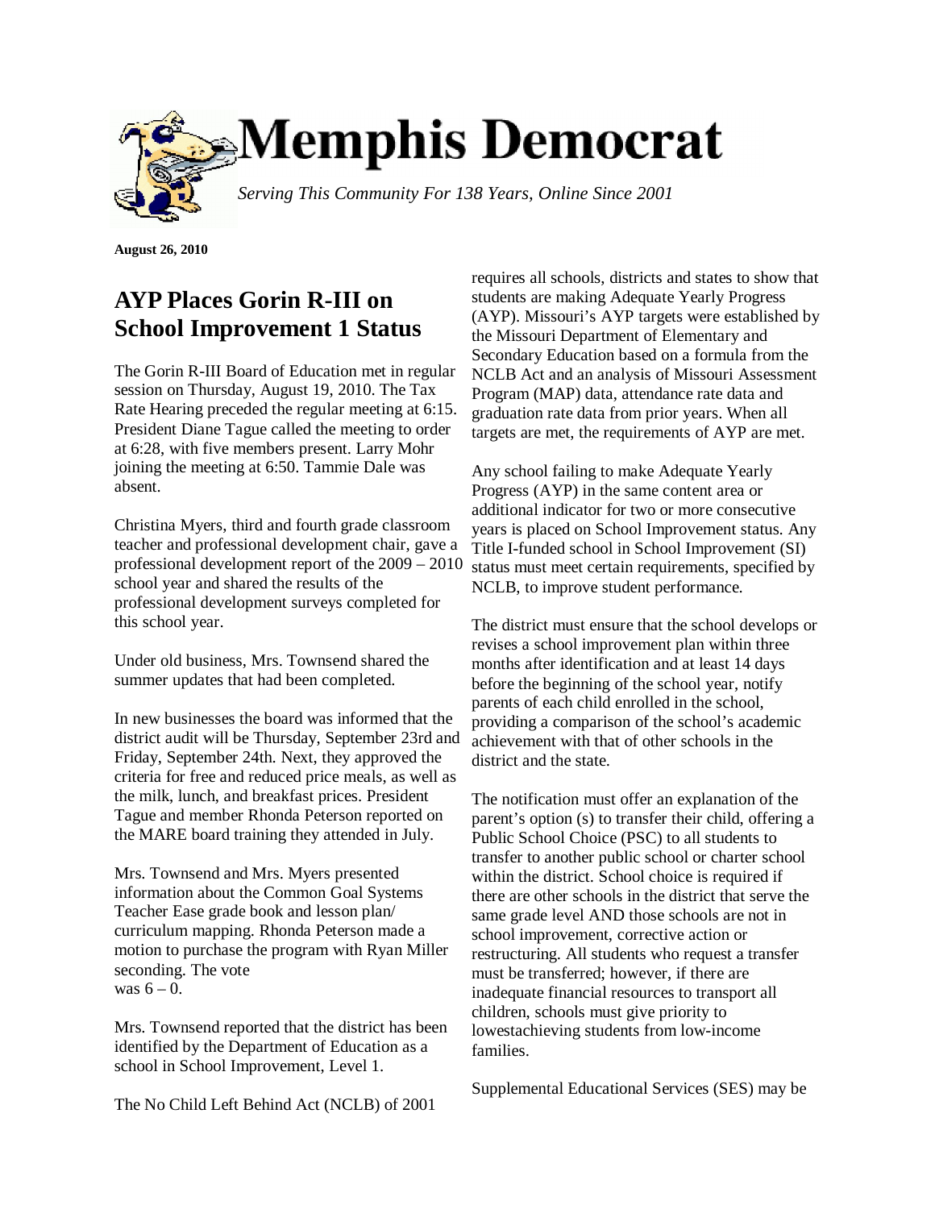# Memphis Democrat

*Serving This Community For 138 Years, Online Since 2001*

**August 26, 2010**

## AYP Places Gorin R-III on School Improvement 1 Status

The Gorin R-III Board of Education met in regular session on Thursday, August 19, 2010. The Tax Rate Hearing preceded the regular meeting at 6:15. President Diane Tague called the meeting to order at 6:28, with five members present. Larry Mohr joining the meeting at 6:50. Tammie Dale was absent.

Christina Myers, third and fourth grade classroom teacher and professional development chair, gave a professional development report of the 2009 – 2010 school year and shared the results of the professional development surveys completed for this school year.

Under old business, Mrs. Townsend shared the summer updates that had been completed.

In new businesses the board was informed that the district audit will be Thursday, September 23rd and Friday, September 24th. Next, they approved the criteria for free and reduced price meals, as well as the milk, lunch, and breakfast prices. President Tague and member Rhonda Peterson reported on the MARE board training they attended in July.

Mrs. Townsend and Mrs. Myers presented information about the Common Goal Systems Teacher Ease grade book and lesson plan/ curriculum mapping. Rhonda Peterson made a motion to purchase the program with Ryan Miller seconding. The vote was 6 – 0.

Mrs. Townsend reported that the district has been identified by the Department of Education as a school in School Improvement, Level 1.

The No Child Left Behind Act (NCLB) of 2001 requires all schools, districts and states to show that students are making Adequate Yearly Progress (AYP). Missouri's AYP targets were established by the Missouri Department of Elementary and Secondary Education based on a formula from the NCLB Act and an analysis of Missouri Assessment Program (MAP) data, attendance rate data and graduation rate data from prior years. When all targets are met, the requirements of AYP are met.

Any school failing to make Adequate Yearly Progress (AYP) in the same content area or additional indicator for two or more consecutive years is placed on School Improvement status. Any Title I-funded school in School Improvement (SI) status must meet certain requirements, specified by NCLB, to improve student performance.

The district must ensure that the school develops or revises a school improvement plan within three months after identification and at least 14 days before the beginning of the school year, notify parents of each child enrolled in the school, providing a comparison of the school's academic achievement with that of other schools in the district and the state.

The notification must offer an explanation of the parent's option (s) to transfer their child, offering a Public School Choice (PSC) to all students to transfer to another public school or charter school within the district. School choice is required if there are other schools in the district that serve the same grade level AND those schools are not in school improvement, corrective action or restructuring. All students who request a transfer must be transferred; however, if there are inadequate financial resources to transport all children, schools must give priority to lowestachieving students from low-income families.

Supplemental Educational Services (SES) may be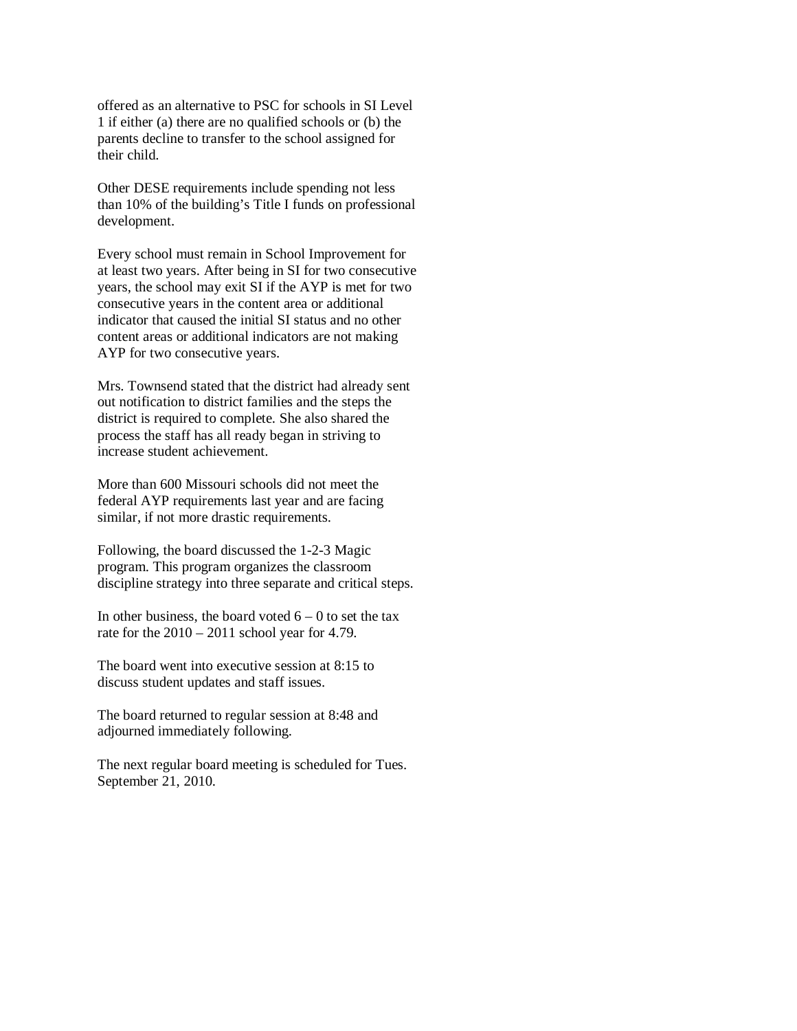offered as an alternative to PSC for schools in SI Level 1 if either (a) there are no qualified schools or (b) the parents decline to transfer to the school assigned for their child.

Other DESE requirements include spending not less than 10% of the building's Title I funds on professional development.

Every school must remain in School Improvement for at least two years. After being in SI for two consecutive years, the school may exit SI if the AYP is met for two consecutive years in the content area or additional indicator that caused the initial SI status and no other content areas or additional indicators are not making AYP for two consecutive years.

Mrs. Townsend stated that the district had already sent out notification to district families and the steps the district is required to complete. She also shared the process the staff has all ready began in striving to increase student achievement.

More than 600 Missouri schools did not meet the federal AYP requirements last year and are facing similar, if not more drastic requirements.

Following, the board discussed the 1-2-3 Magic program. This program organizes the classroom discipline strategy into three separate and critical steps.

In other business, the board voted 6 – 0 to set the tax rate for the 2010 – 2011 school year for 4.79.

The board went into executive session at 8:15 to discuss student updates and staff issues.

The board returned to regular session at 8:48 and adjourned immediately following.

The next regular board meeting is scheduled for Tues. September 21, 2010.